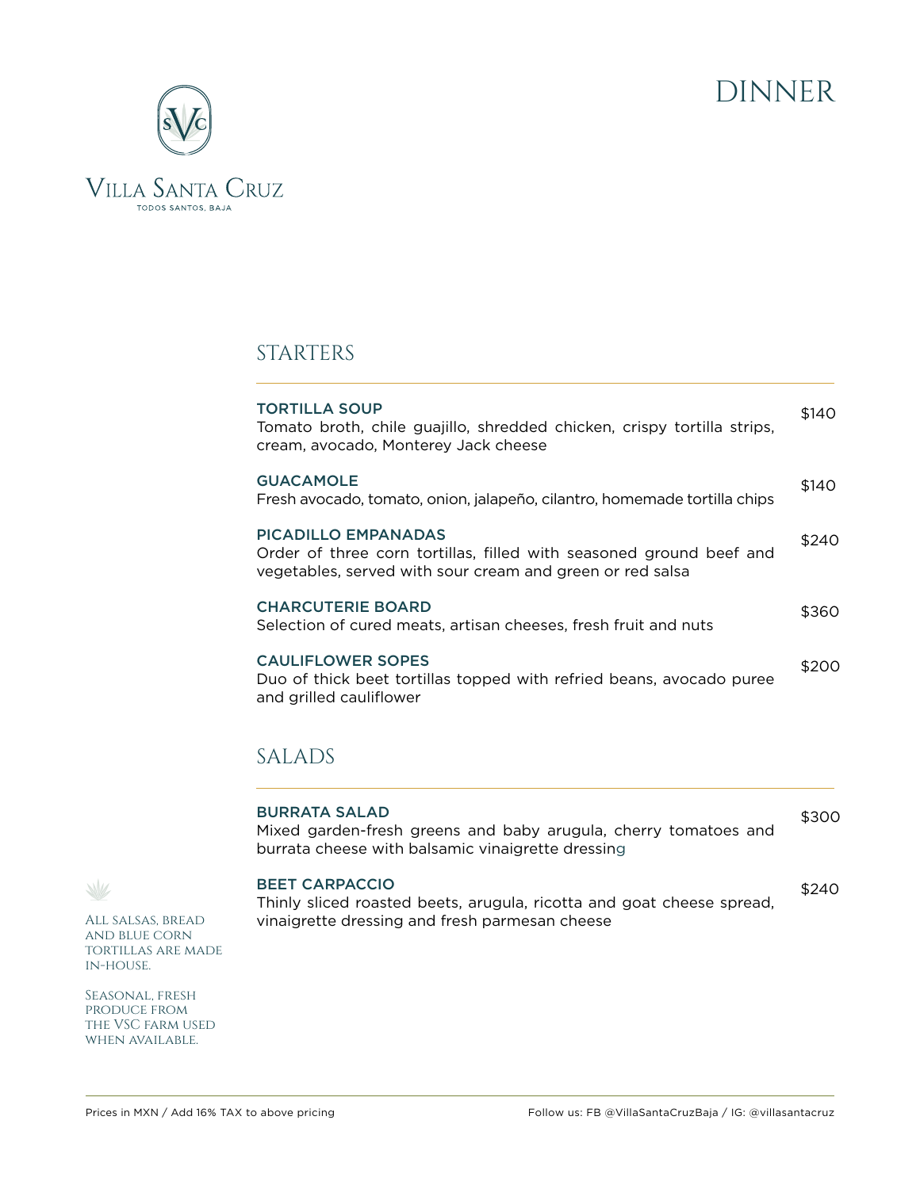# DINNER

**Villa Santa Cruz**
TODOS SANTOS, BAJA

## STARTERS

**TORTILLA SOUP** — $140
Tomato broth, chile guajillo, shredded chicken, crispy tortilla strips, cream, avocado, Monterey Jack cheese

**GUACAMOLE** — $140
Fresh avocado, tomato, onion, jalapeño, cilantro, homemade tortilla chips

**PICADILLO EMPANADAS** — $240
Order of three corn tortillas, filled with seasoned ground beef and vegetables, served with sour cream and green or red salsa

**CHARCUTERIE BOARD** — $360
Selection of cured meats, artisan cheeses, fresh fruit and nuts

**CAULIFLOWER SOPES** — $200
Duo of thick beet tortillas topped with refried beans, avocado puree and grilled cauliflower

## SALADS

**BURRATA SALAD** — $300
Mixed garden-fresh greens and baby arugula, cherry tomatoes and burrata cheese with balsamic vinaigrette dressing

**BEET CARPACCIO** — $240
Thinly sliced roasted beets, arugula, ricotta and goat cheese spread, vinaigrette dressing and fresh parmesan cheese

All salsas, bread and blue corn tortillas are made in-house.

Seasonal, fresh produce from the VSC farm used when available.

Prices in MXN / Add 16% TAX to above pricing

Follow us: FB @VillaSantaCruzBaja / IG: @villasantacruz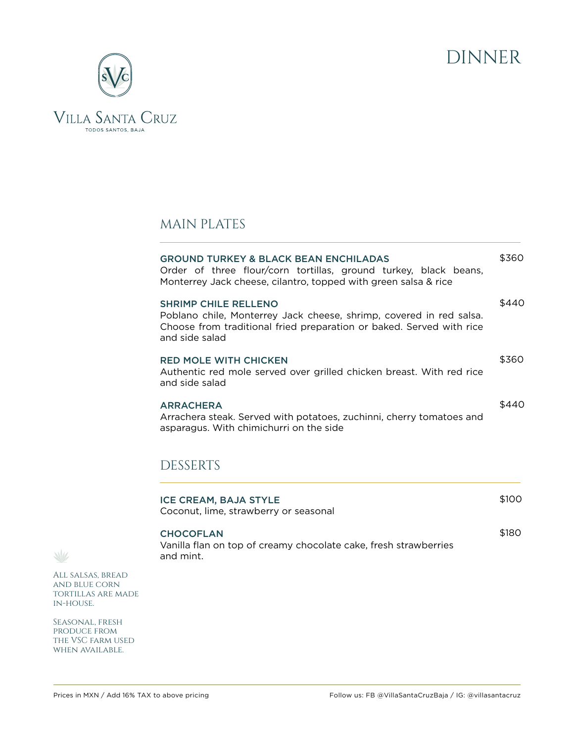# DINNER

Villa Santa Cruz
TODOS SANTOS, BAJA

## MAIN PLATES

**GROUND TURKEY & BLACK BEAN ENCHILADAS** — $360
Order of three flour/corn tortillas, ground turkey, black beans, Monterrey Jack cheese, cilantro, topped with green salsa & rice

**SHRIMP CHILE RELLENO** — $440
Poblano chile, Monterrey Jack cheese, shrimp, covered in red salsa. Choose from traditional fried preparation or baked. Served with rice and side salad

**RED MOLE WITH CHICKEN** — $360
Authentic red mole served over grilled chicken breast. With red rice and side salad

**ARRACHERA** — $440
Arrachera steak. Served with potatoes, zuchinni, cherry tomatoes and asparagus. With chimichurri on the side

## DESSERTS

**ICE CREAM, BAJA STYLE** — $100
Coconut, lime, strawberry or seasonal

**CHOCOFLAN** — $180
Vanilla flan on top of creamy chocolate cake, fresh strawberries and mint.

All salsas, bread and blue corn tortillas are made in-house.

Seasonal, fresh produce from the VSC farm used when available.

Prices in MXN / Add 16% TAX to above pricing

Follow us: FB @VillaSantaCruzBaja / IG: @villasantacruz